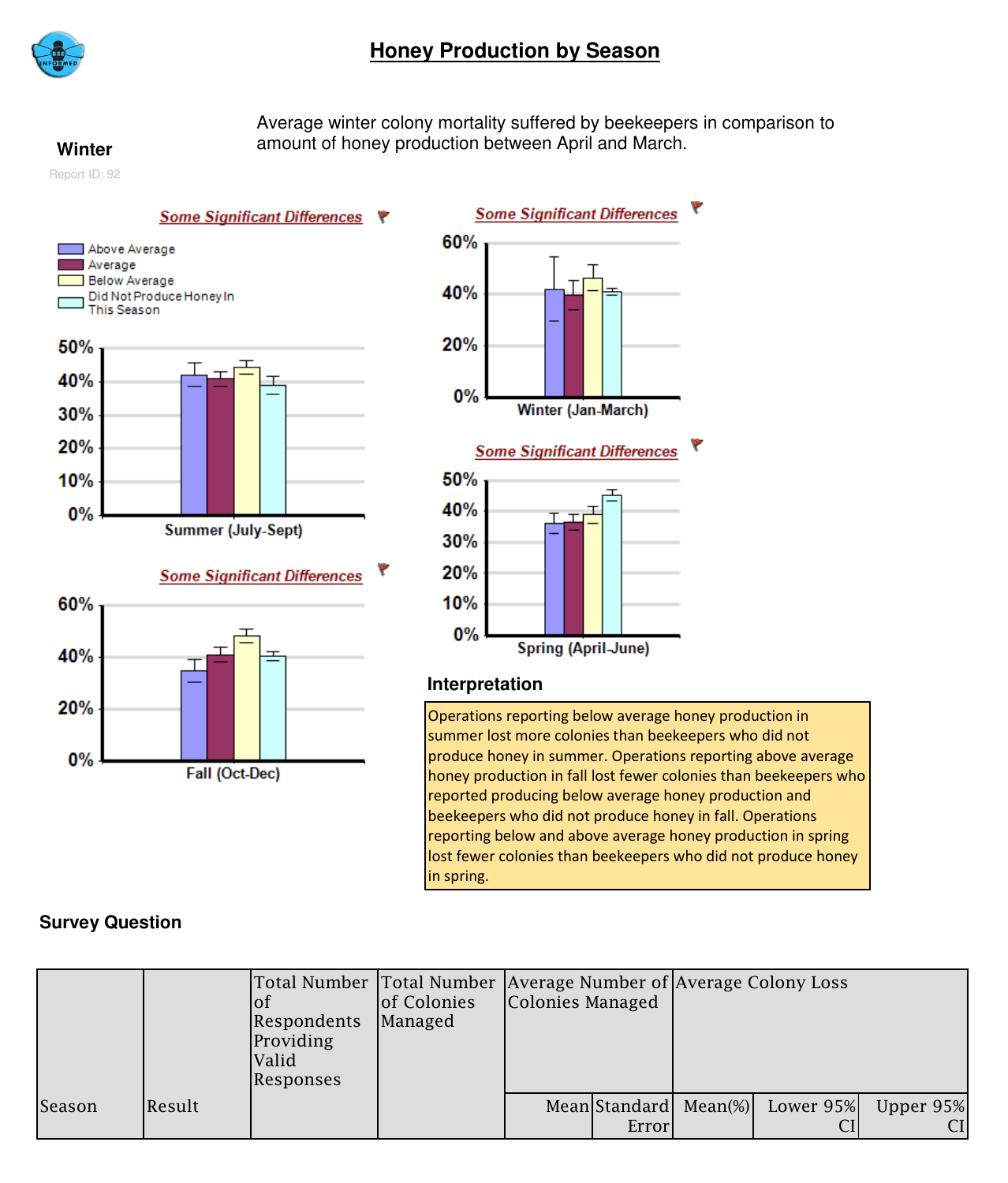# Honey Production by Season

**Winter**

Report ID: 92

Average winter colony mortality suffered by beekeepers in comparison to amount of honey production between April and March.

Some Significant Differences

- Above Average
- Average
- Below Average
- Did Not Produce Honey In This Season

Summer (July-Sept)

Some Significant Differences

Winter (Jan-March)

Some Significant Differences

Fall (Oct-Dec)

Some Significant Differences

Spring (April-June)

### Interpretation

Operations reporting below average honey production in summer lost more colonies than beekeepers who did not produce honey in summer. Operations reporting above average honey production in fall lost fewer colonies than beekeepers who reported producing below average honey production and beekeepers who did not produce honey in fall. Operations reporting below and above average honey production in spring lost fewer colonies than beekeepers who did not produce honey in spring.

### Survey Question

| Season | Result | Total Number of Respondents Providing Valid Responses | Total Number of Colonies Managed | Average Number of Colonies Managed | | Average Colony Loss | | |
|---|---|---|---|---|---|---|---|---|
| | | | | Mean | Standard Error | Mean(%) | Lower 95% CI | Upper 95% CI |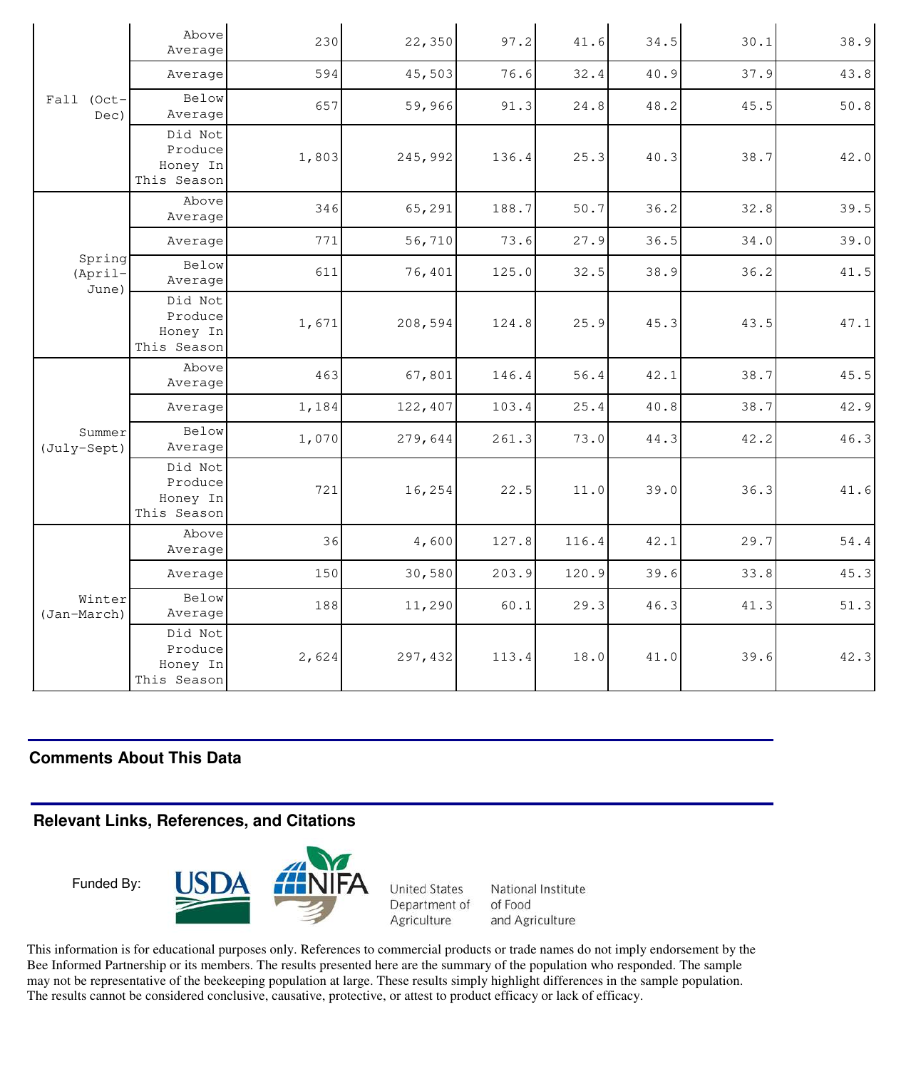| | | | | | | | | |
|---|---|---|---|---|---|---|---|---|
| Fall (Oct-Dec) | Above Average | 230 | 22,350 | 97.2 | 41.6 | 34.5 | 30.1 | 38.9 |
| | Average | 594 | 45,503 | 76.6 | 32.4 | 40.9 | 37.9 | 43.8 |
| | Below Average | 657 | 59,966 | 91.3 | 24.8 | 48.2 | 45.5 | 50.8 |
| | Did Not Produce Honey In This Season | 1,803 | 245,992 | 136.4 | 25.3 | 40.3 | 38.7 | 42.0 |
| Spring (April-June) | Above Average | 346 | 65,291 | 188.7 | 50.7 | 36.2 | 32.8 | 39.5 |
| | Average | 771 | 56,710 | 73.6 | 27.9 | 36.5 | 34.0 | 39.0 |
| | Below Average | 611 | 76,401 | 125.0 | 32.5 | 38.9 | 36.2 | 41.5 |
| | Did Not Produce Honey In This Season | 1,671 | 208,594 | 124.8 | 25.9 | 45.3 | 43.5 | 47.1 |
| Summer (July-Sept) | Above Average | 463 | 67,801 | 146.4 | 56.4 | 42.1 | 38.7 | 45.5 |
| | Average | 1,184 | 122,407 | 103.4 | 25.4 | 40.8 | 38.7 | 42.9 |
| | Below Average | 1,070 | 279,644 | 261.3 | 73.0 | 44.3 | 42.2 | 46.3 |
| | Did Not Produce Honey In This Season | 721 | 16,254 | 22.5 | 11.0 | 39.0 | 36.3 | 41.6 |
| Winter (Jan-March) | Above Average | 36 | 4,600 | 127.8 | 116.4 | 42.1 | 29.7 | 54.4 |
| | Average | 150 | 30,580 | 203.9 | 120.9 | 39.6 | 33.8 | 45.3 |
| | Below Average | 188 | 11,290 | 60.1 | 29.3 | 46.3 | 41.3 | 51.3 |
| | Did Not Produce Honey In This Season | 2,624 | 297,432 | 113.4 | 18.0 | 41.0 | 39.6 | 42.3 |

## Comments About This Data

## Relevant Links, References, and Citations

Funded By: USDA NIFA United States Department of Agriculture National Institute of Food and Agriculture

This information is for educational purposes only. References to commercial products or trade names do not imply endorsement by the Bee Informed Partnership or its members. The results presented here are the summary of the population who responded. The sample may not be representative of the beekeeping population at large. These results simply highlight differences in the sample population. The results cannot be considered conclusive, causative, protective, or attest to product efficacy or lack of efficacy.